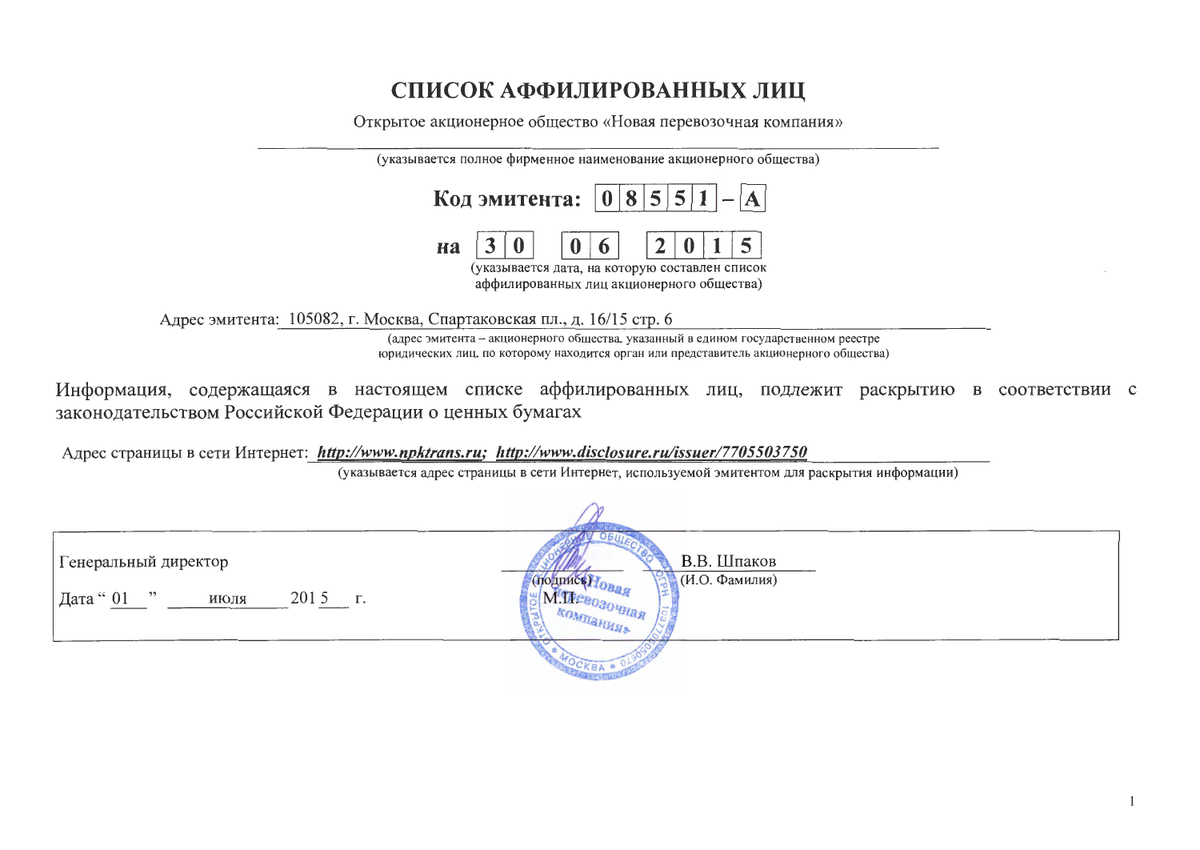# СПИСОК АФФИЛИРОВАННЫХ ЛИЦ

Открытое акционерное общество «Новая перевозочная компания»

(указывается полное фирменное наименование акционерного общества)

**Код эмитента: 08551 – А**

**на 30 06 2015**

(указывается дата, на которую составлен список аффилированных лиц акционерного общества)

Адрес эмитента: 105082, г. Москва, Спартаковская пл., д. 16/15 стр. 6

(адрес эмитента – акционерного общества, указанный в едином государственном реестре юридических лиц, по которому находится орган или представитель акционерного общества)

Информация, содержащаяся в настоящем списке аффилированных лиц, подлежит раскрытию в соответствии с законодательством Российской Федерации о ценных бумагах

Адрес страницы в сети Интернет: ***http://www.npktrans.ru; http://www.disclosure.ru/issuer/7705503750***

(указывается адрес страницы в сети Интернет, используемой эмитентом для раскрытия информации)

| Генеральный директор | (подпись) | В.В. Шпаков (И.О. Фамилия) |
|---|---|---|
| Дата “ 01 ” июля 2015 г. | М.П. | |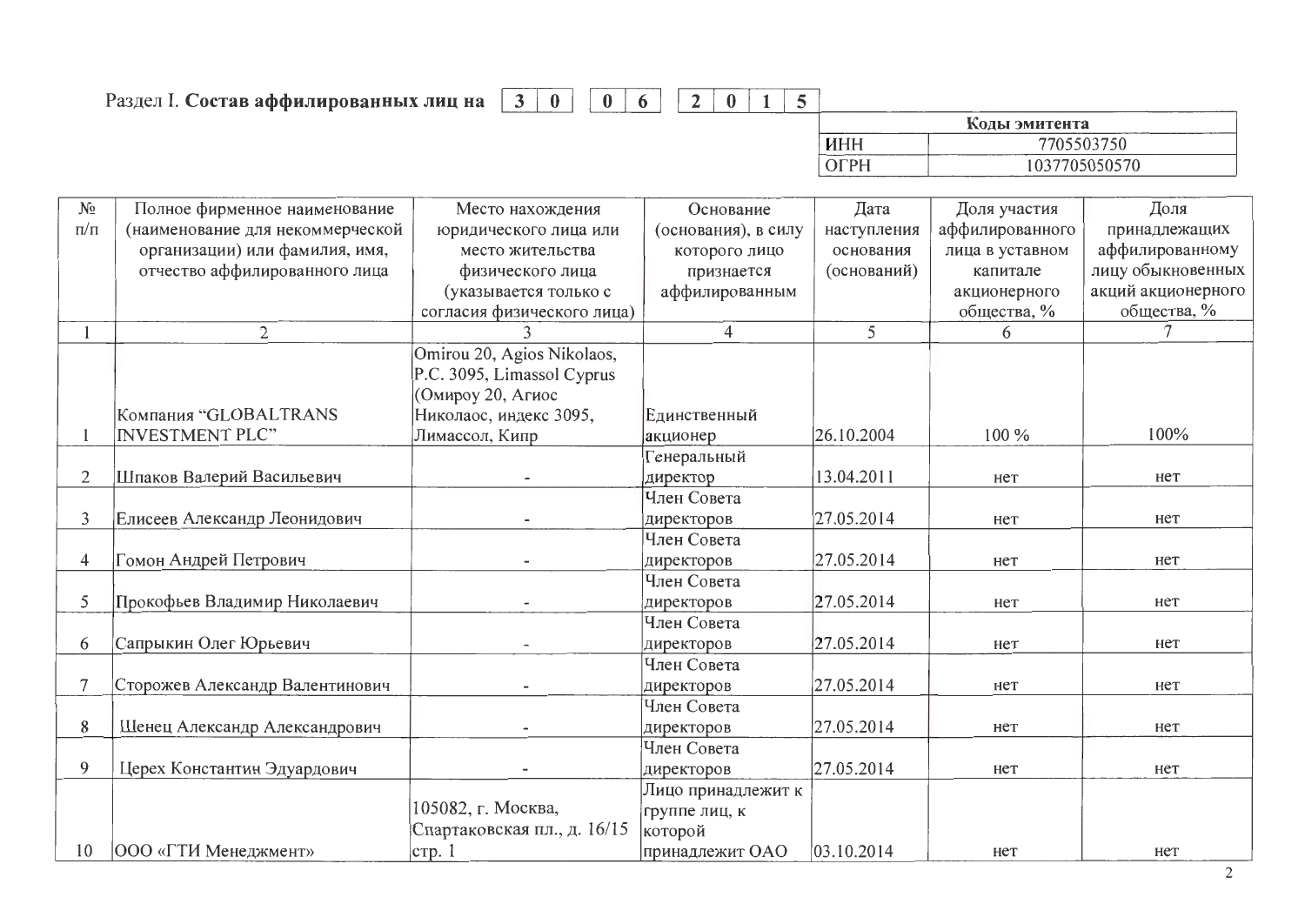Раздел I. **Состав аффилированных лиц на** 30.06.2015

| Коды эмитента | |
|---|---|
| ИНН | 7705503750 |
| ОГРН | 1037705050570 |

| № п/п | Полное фирменное наименование (наименование для некоммерческой организации) или фамилия, имя, отчество аффилированного лица | Место нахождения юридического лица или место жительства физического лица (указывается только с согласия физического лица) | Основание (основания), в силу которого лицо признается аффилированным | Дата наступления основания (оснований) | Доля участия аффилированного лица в уставном капитале акционерного общества, % | Доля принадлежащих аффилированному лицу обыкновенных акций акционерного общества, % |
|---|---|---|---|---|---|---|
| 1 | 2 | 3 | 4 | 5 | 6 | 7 |
| 1 | Компания "GLOBALTRANS INVESTMENT PLC" | Omirou 20, Agios Nikolaos, P.C. 3095, Limassol Cyprus (Омироу 20, Агиос Николаос, индекс 3095, Лимассол, Кипр | Единственный акционер | 26.10.2004 | 100 % | 100% |
| 2 | Шпаков Валерий Васильевич | - | Генеральный директор | 13.04.2011 | нет | нет |
| 3 | Елисеев Александр Леонидович | - | Член Совета директоров | 27.05.2014 | нет | нет |
| 4 | Гомон Андрей Петрович | - | Член Совета директоров | 27.05.2014 | нет | нет |
| 5 | Прокофьев Владимир Николаевич | - | Член Совета директоров | 27.05.2014 | нет | нет |
| 6 | Сапрыкин Олег Юрьевич | - | Член Совета директоров | 27.05.2014 | нет | нет |
| 7 | Сторожев Александр Валентинович | - | Член Совета директоров | 27.05.2014 | нет | нет |
| 8 | Шенец Александр Александрович | - | Член Совета директоров | 27.05.2014 | нет | нет |
| 9 | Церех Константин Эдуардович | - | Член Совета директоров | 27.05.2014 | нет | нет |
| 10 | ООО «ГТИ Менеджмент» | 105082, г. Москва, Спартаковская пл., д. 16/15 стр. 1 | Лицо принадлежит к группе лиц, к которой принадлежит ОАО | 03.10.2014 | нет | нет |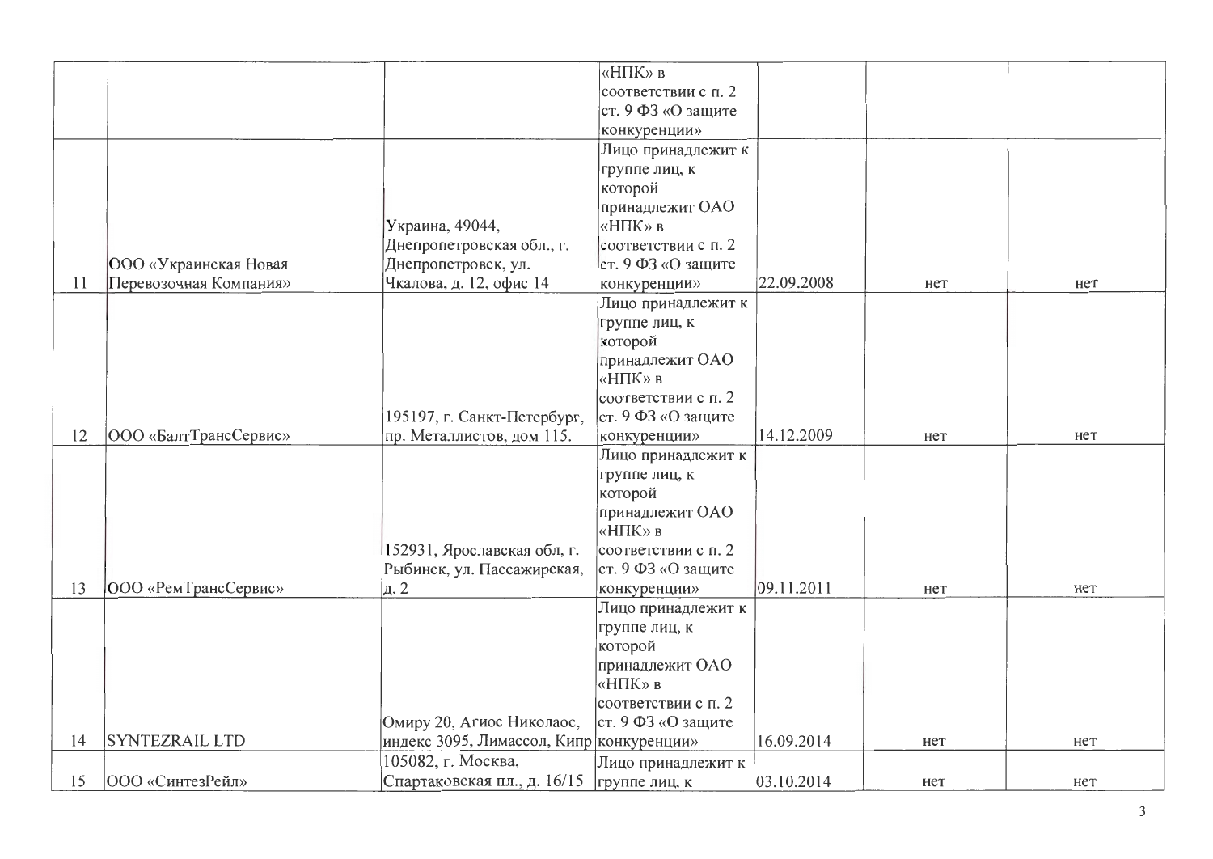| | | | | | | |
|---|---|---|---|---|---|---|
| | | | «НПК» в соответствии с п. 2 ст. 9 ФЗ «О защите конкуренции» | | | |
| 11 | ООО «Украинская Новая Перевозочная Компания» | Украина, 49044, Днепропетровская обл., г. Днепропетровск, ул. Чкалова, д. 12, офис 14 | Лицо принадлежит к группе лиц, к которой принадлежит ОАО «НПК» в соответствии с п. 2 ст. 9 ФЗ «О защите конкуренции» | 22.09.2008 | нет | нет |
| 12 | ООО «БалтТрансСервис» | 195197, г. Санкт-Петербург, пр. Металлистов, дом 115. | Лицо принадлежит к группе лиц, к которой принадлежит ОАО «НПК» в соответствии с п. 2 ст. 9 ФЗ «О защите конкуренции» | 14.12.2009 | нет | нет |
| 13 | ООО «РемТрансСервис» | 152931, Ярославская обл, г. Рыбинск, ул. Пассажирская, д. 2 | Лицо принадлежит к группе лиц, к которой принадлежит ОАО «НПК» в соответствии с п. 2 ст. 9 ФЗ «О защите конкуренции» | 09.11.2011 | нет | нет |
| 14 | SYNTEZRAIL LTD | Омиру 20, Агиос Николаос, индекс 3095, Лимассол, Кипр | Лицо принадлежит к группе лиц, к которой принадлежит ОАО «НПК» в соответствии с п. 2 ст. 9 ФЗ «О защите конкуренции» | 16.09.2014 | нет | нет |
| 15 | ООО «СинтезРейл» | 105082, г. Москва, Спартаковская пл., д. 16/15 | Лицо принадлежит к группе лиц, к | 03.10.2014 | нет | нет |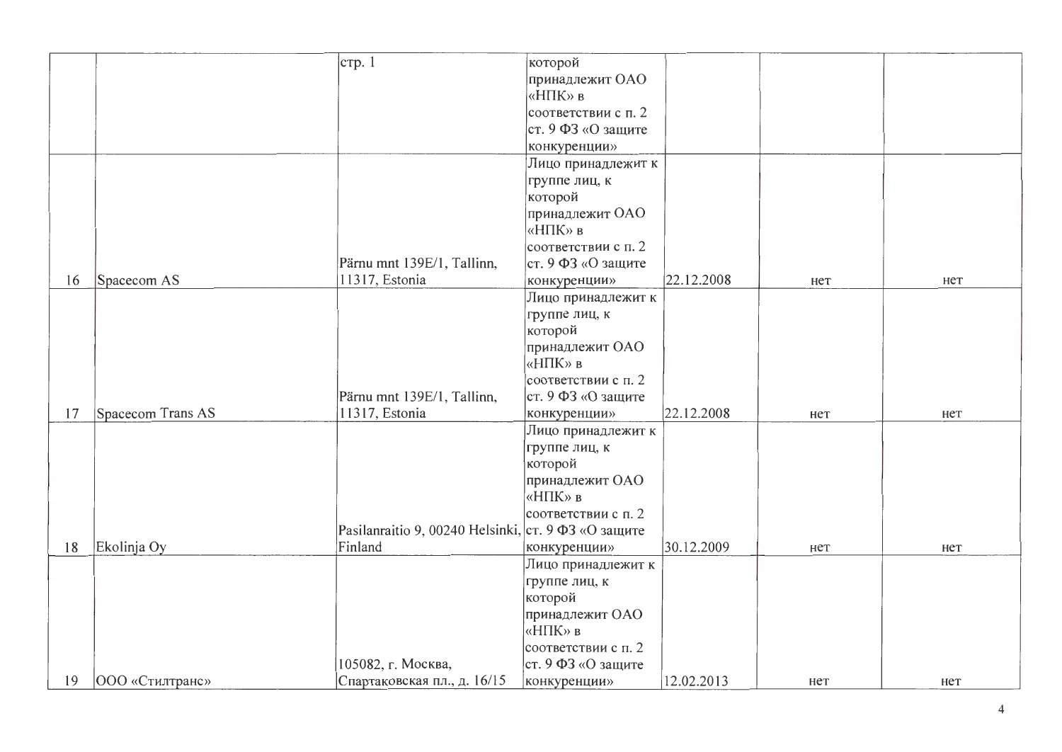| | | стр. 1 | которой принадлежит ОАО «НПК» в соответствии с п. 2 ст. 9 ФЗ «О защите конкуренции» | | | |
|---|---|---|---|---|---|---|
| 16 | Spacecom AS | Pärnu mnt 139E/1, Tallinn, 11317, Estonia | Лицо принадлежит к группе лиц, к которой принадлежит ОАО «НПК» в соответствии с п. 2 ст. 9 ФЗ «О защите конкуренции» | 22.12.2008 | нет | нет |
| 17 | Spacecom Trans AS | Pärnu mnt 139E/1, Tallinn, 11317, Estonia | Лицо принадлежит к группе лиц, к которой принадлежит ОАО «НПК» в соответствии с п. 2 ст. 9 ФЗ «О защите конкуренции» | 22.12.2008 | нет | нет |
| 18 | Ekolinja Oy | Pasilanraitio 9, 00240 Helsinki, Finland | Лицо принадлежит к группе лиц, к которой принадлежит ОАО «НПК» в соответствии с п. 2 ст. 9 ФЗ «О защите конкуренции» | 30.12.2009 | нет | нет |
| 19 | ООО «Стилтранс» | 105082, г. Москва, Спартаковская пл., д. 16/15 | Лицо принадлежит к группе лиц, к которой принадлежит ОАО «НПК» в соответствии с п. 2 ст. 9 ФЗ «О защите конкуренции» | 12.02.2013 | нет | нет |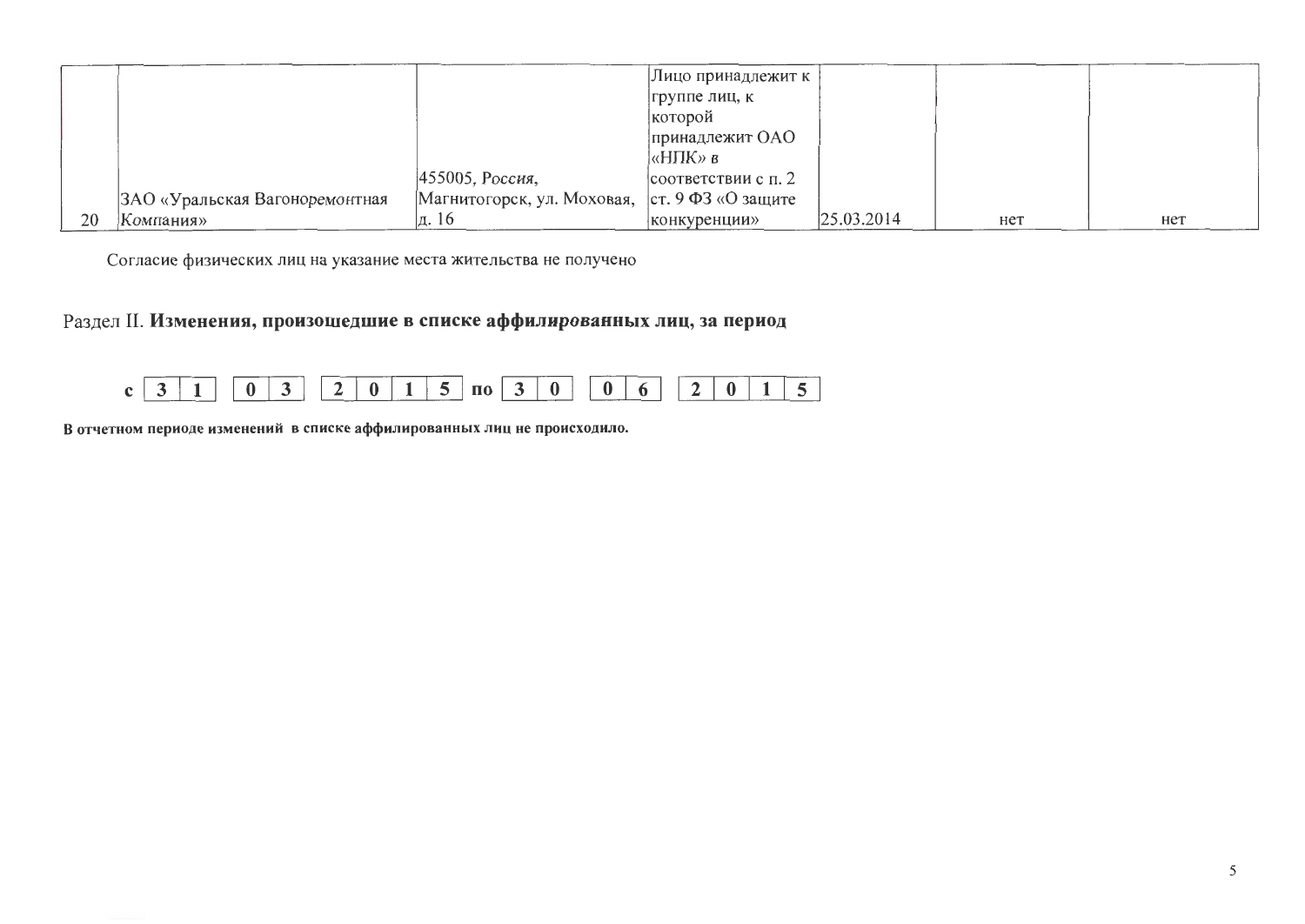| | | | | | | |
|---|---|---|---|---|---|---|
| 20 | ЗАО «Уральская Вагоноремонтная Компания» | 455005, Россия, Магнитогорск, ул. Моховая, д. 16 | Лицо принадлежит к группе лиц, к которой принадлежит ОАО «НПК» в соответствии с п. 2 ст. 9 ФЗ «О защите конкуренции» | 25.03.2014 | нет | нет |

Согласие физических лиц на указание места жительства не получено

## Раздел II. **Изменения, произошедшие в списке аффилированных лиц, за период**

**с 31 03 2015 по 30 06 2015**

**В отчетном периоде изменений в списке аффилированных лиц не происходило.**